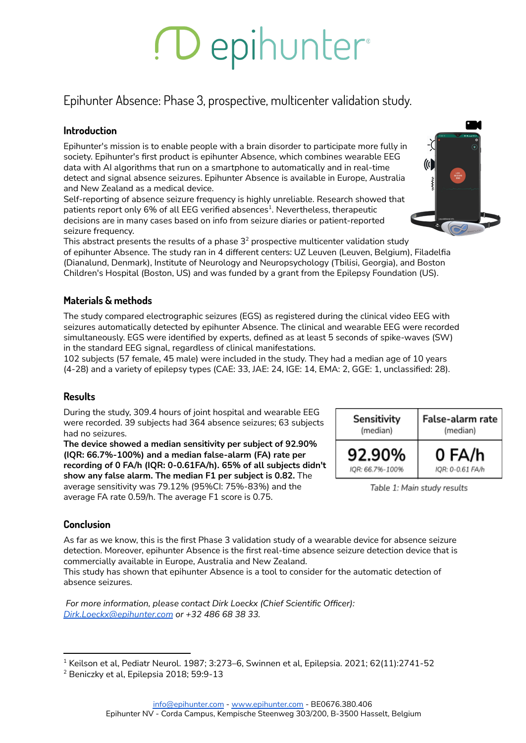# epihunter

## Epihunter Absence: Phase 3, prospective, multicenter validation study.

### Introduction

Epihunter's mission is to enable people with a brain disorder to participate more fully in society. Epihunter's first product is epihunter Absence, which combines wearable EEG data with AI algorithms that run on a smartphone to automatically and in real-time detect and signal absence seizures. Epihunter Absence is available in Europe, Australia and New Zealand as a medical device.

Self-reporting of absence seizure frequency is highly unreliable. Research showed that patients report only 6% of all EEG verified absences[1]. Nevertheless, therapeutic decisions are in many cases based on info from seizure diaries or patient-reported seizure frequency.

This abstract presents the results of a phase 3[2] prospective multicenter validation study of epihunter Absence. The study ran in 4 different centers: UZ Leuven (Leuven, Belgium), Filadelfia (Dianalund, Denmark), Institute of Neurology and Neuropsychology (Tbilisi, Georgia), and Boston Children's Hospital (Boston, US) and was funded by a grant from the Epilepsy Foundation (US).

### Materials & methods

The study compared electrographic seizures (EGS) as registered during the clinical video EEG with seizures automatically detected by epihunter Absence. The clinical and wearable EEG were recorded simultaneously. EGS were identified by experts, defined as at least 5 seconds of spike-waves (SW) in the standard EEG signal, regardless of clinical manifestations.

102 subjects (57 female, 45 male) were included in the study. They had a median age of 10 years (4-28) and a variety of epilepsy types (CAE: 33, JAE: 24, IGE: 14, EMA: 2, GGE: 1, unclassified: 28).

### Results

During the study, 309.4 hours of joint hospital and wearable EEG were recorded. 39 subjects had 364 absence seizures; 63 subjects had no seizures.

**The device showed a median sensitivity per subject of 92.90% (IQR: 66.7%-100%) and a median false-alarm (FA) rate per recording of 0 FA/h (IQR: 0-0.61FA/h). 65% of all subjects didn't show any false alarm. The median F1 per subject is 0.82.** The average sensitivity was 79.12% (95%CI: 75%-83%) and the average FA rate 0.59/h. The average F1 score is 0.75.

| Sensitivity (median) | False-alarm rate (median) |
|---|---|
| **92.90%** IQR: 66.7%-100% | **0 FA/h** IQR: 0-0.61 FA/h |

*Table 1: Main study results*

### Conclusion

As far as we know, this is the first Phase 3 validation study of a wearable device for absence seizure detection. Moreover, epihunter Absence is the first real-time absence seizure detection device that is commercially available in Europe, Australia and New Zealand.

This study has shown that epihunter Absence is a tool to consider for the automatic detection of absence seizures.

*For more information, please contact Dirk Loeckx (Chief Scientific Officer): Dirk.Loeckx@epihunter.com or +32 486 68 38 33.*

---

[1] Keilson et al, Pediatr Neurol. 1987; 3:273–6, Swinnen et al, Epilepsia. 2021; 62(11):2741-52

[2] Beniczky et al, Epilepsia 2018; 59:9-13

info@epihunter.com - www.epihunter.com - BE0676.380.406
Epihunter NV - Corda Campus, Kempische Steenweg 303/200, B-3500 Hasselt, Belgium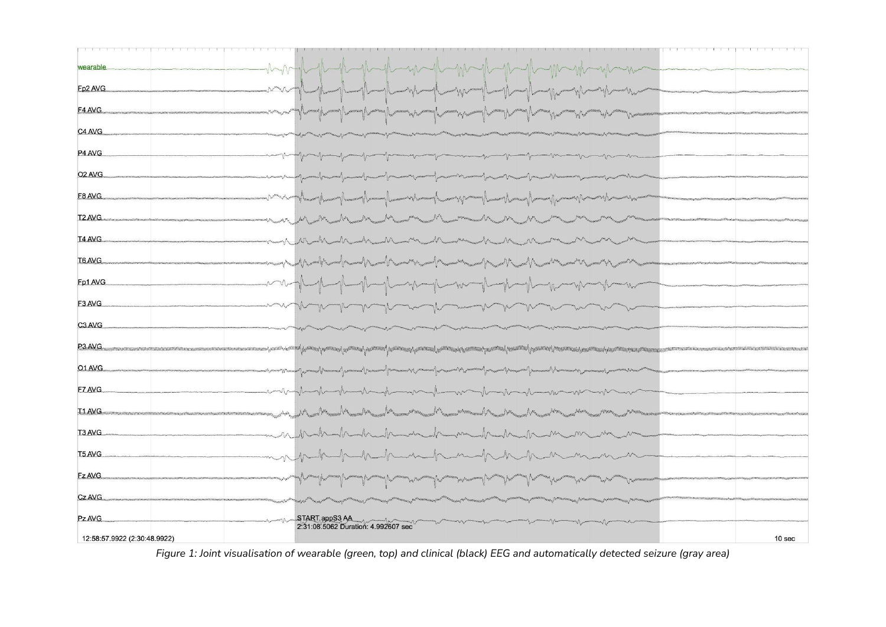wearable

Fp2 AVG

F4 AVG

C4 AVG

P4 AVG

O2 AVG

F8 AVG

T2 AVG

T4 AVG

T6 AVG

Fp1 AVG

F3 AVG

C3 AVG

P3 AVG

O1 AVG

F7 AVG

T1 AVG

T3 AVG

T5 AVG

Fz AVG

Cz AVG

Pz AVG

START appS3 AA
2:31:08.5062 Duration: 4.992607 sec

12:58:57.9922 (2:30:48.9922)

10 sec

*Figure 1: Joint visualisation of wearable (green, top) and clinical (black) EEG and automatically detected seizure (gray area)*